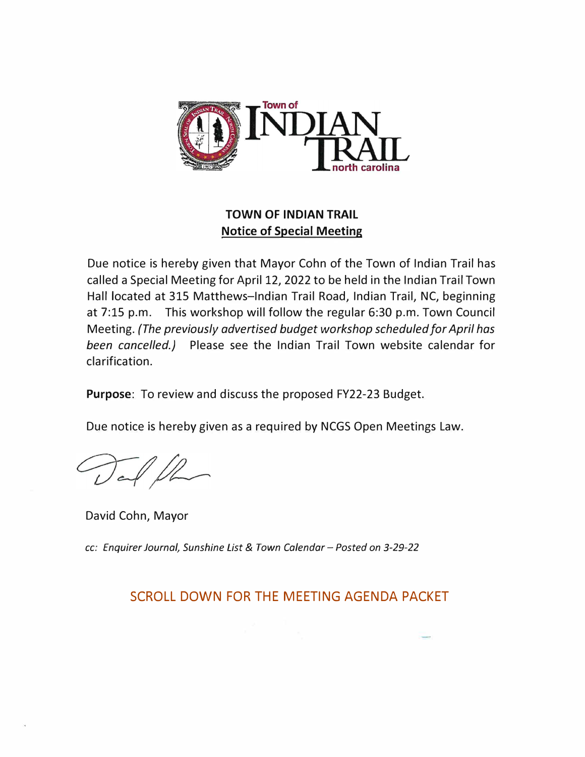Town of INDIAN TRAIL north carolina

**TOWN OF INDIAN TRAIL**

**Notice of Special Meeting**

Due notice is hereby given that Mayor Cohn of the Town of Indian Trail has called a Special Meeting for April 12, 2022 to be held in the Indian Trail Town Hall located at 315 Matthews–Indian Trail Road, Indian Trail, NC, beginning at 7:15 p.m. This workshop will follow the regular 6:30 p.m. Town Council Meeting. *(The previously advertised budget workshop scheduled for April has been cancelled.)* Please see the Indian Trail Town website calendar for clarification.

**Purpose**: To review and discuss the proposed FY22-23 Budget.

Due notice is hereby given as a required by NCGS Open Meetings Law.

David Cohn, Mayor

*cc: Enquirer Journal, Sunshine List & Town Calendar – Posted on 3-29-22*

SCROLL DOWN FOR THE MEETING AGENDA PACKET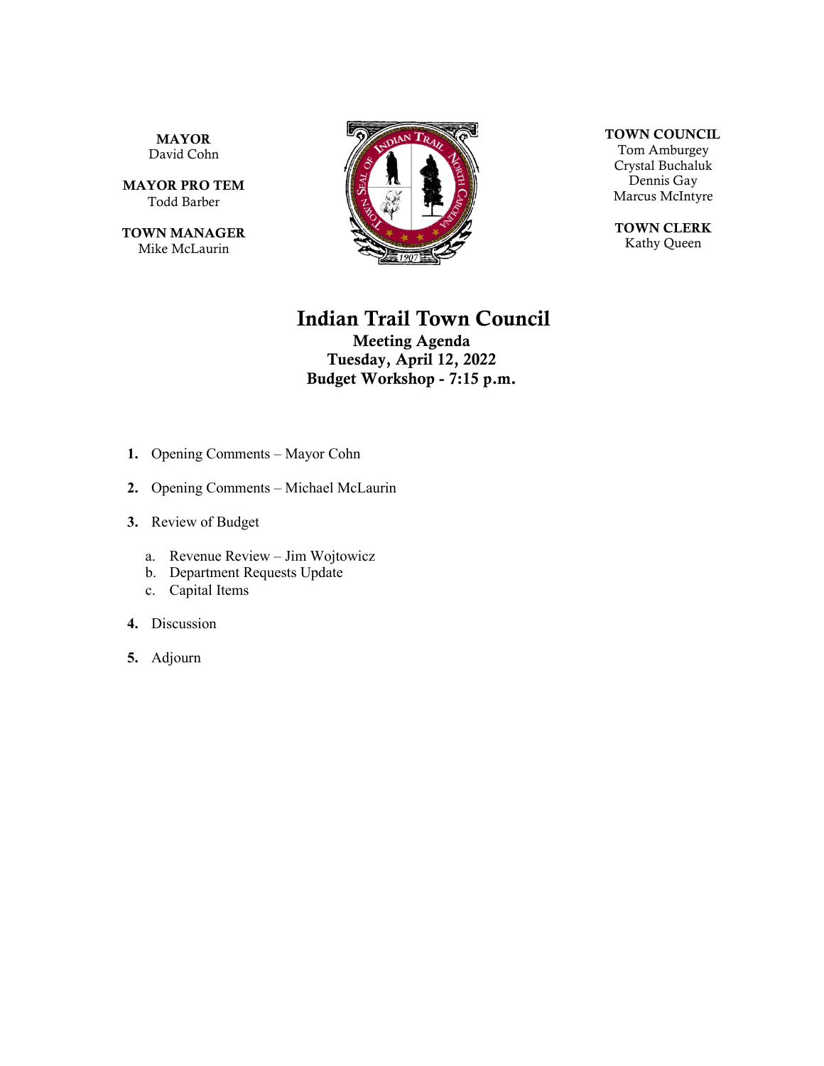**MAYOR**
David Cohn

**MAYOR PRO TEM**
Todd Barber

**TOWN MANAGER**
Mike McLaurin

**TOWN COUNCIL**
Tom Amburgey
Crystal Buchaluk
Dennis Gay
Marcus McIntyre

**TOWN CLERK**
Kathy Queen

# Indian Trail Town Council

## Meeting Agenda
## Tuesday, April 12, 2022
## Budget Workshop - 7:15 p.m.

1. Opening Comments – Mayor Cohn
2. Opening Comments – Michael McLaurin
3. Review of Budget
   a. Revenue Review – Jim Wojtowicz
   b. Department Requests Update
   c. Capital Items
4. Discussion
5. Adjourn